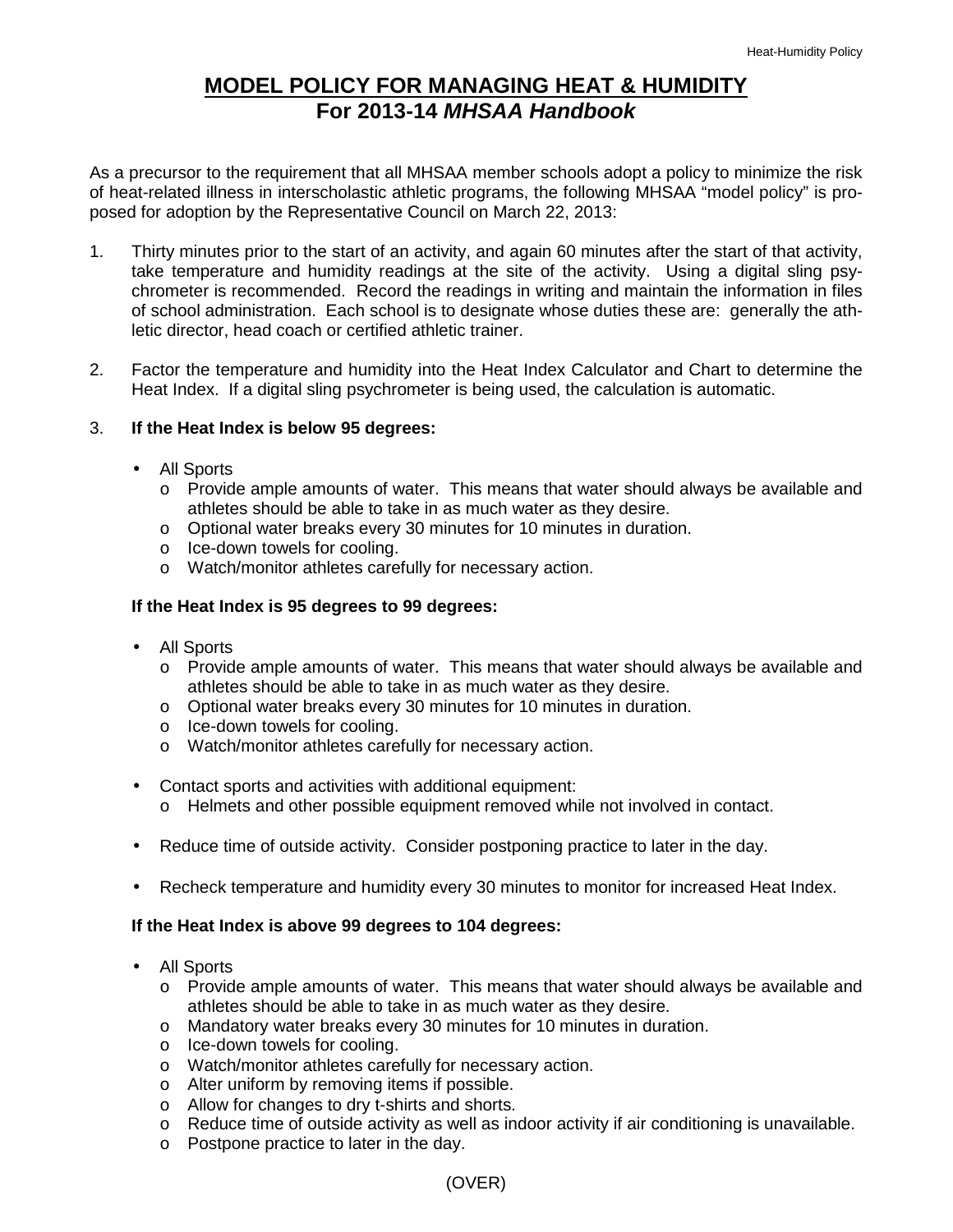# MODEL POLICY FOR MANAGING HEAT & HUMIDITY
## For 2013-14 *MHSAA Handbook*

As a precursor to the requirement that all MHSAA member schools adopt a policy to minimize the risk of heat-related illness in interscholastic athletic programs, the following MHSAA "model policy" is proposed for adoption by the Representative Council on March 22, 2013:

1. Thirty minutes prior to the start of an activity, and again 60 minutes after the start of that activity, take temperature and humidity readings at the site of the activity. Using a digital sling psychrometer is recommended. Record the readings in writing and maintain the information in files of school administration. Each school is to designate whose duties these are: generally the athletic director, head coach or certified athletic trainer.

2. Factor the temperature and humidity into the Heat Index Calculator and Chart to determine the Heat Index. If a digital sling psychrometer is being used, the calculation is automatic.

3. **If the Heat Index is below 95 degrees:**

   - All Sports
     - Provide ample amounts of water. This means that water should always be available and athletes should be able to take in as much water as they desire.
     - Optional water breaks every 30 minutes for 10 minutes in duration.
     - Ice-down towels for cooling.
     - Watch/monitor athletes carefully for necessary action.

   **If the Heat Index is 95 degrees to 99 degrees:**

   - All Sports
     - Provide ample amounts of water. This means that water should always be available and athletes should be able to take in as much water as they desire.
     - Optional water breaks every 30 minutes for 10 minutes in duration.
     - Ice-down towels for cooling.
     - Watch/monitor athletes carefully for necessary action.
   - Contact sports and activities with additional equipment:
     - Helmets and other possible equipment removed while not involved in contact.
   - Reduce time of outside activity. Consider postponing practice to later in the day.
   - Recheck temperature and humidity every 30 minutes to monitor for increased Heat Index.

   **If the Heat Index is above 99 degrees to 104 degrees:**

   - All Sports
     - Provide ample amounts of water. This means that water should always be available and athletes should be able to take in as much water as they desire.
     - Mandatory water breaks every 30 minutes for 10 minutes in duration.
     - Ice-down towels for cooling.
     - Watch/monitor athletes carefully for necessary action.
     - Alter uniform by removing items if possible.
     - Allow for changes to dry t-shirts and shorts.
     - Reduce time of outside activity as well as indoor activity if air conditioning is unavailable.
     - Postpone practice to later in the day.

(OVER)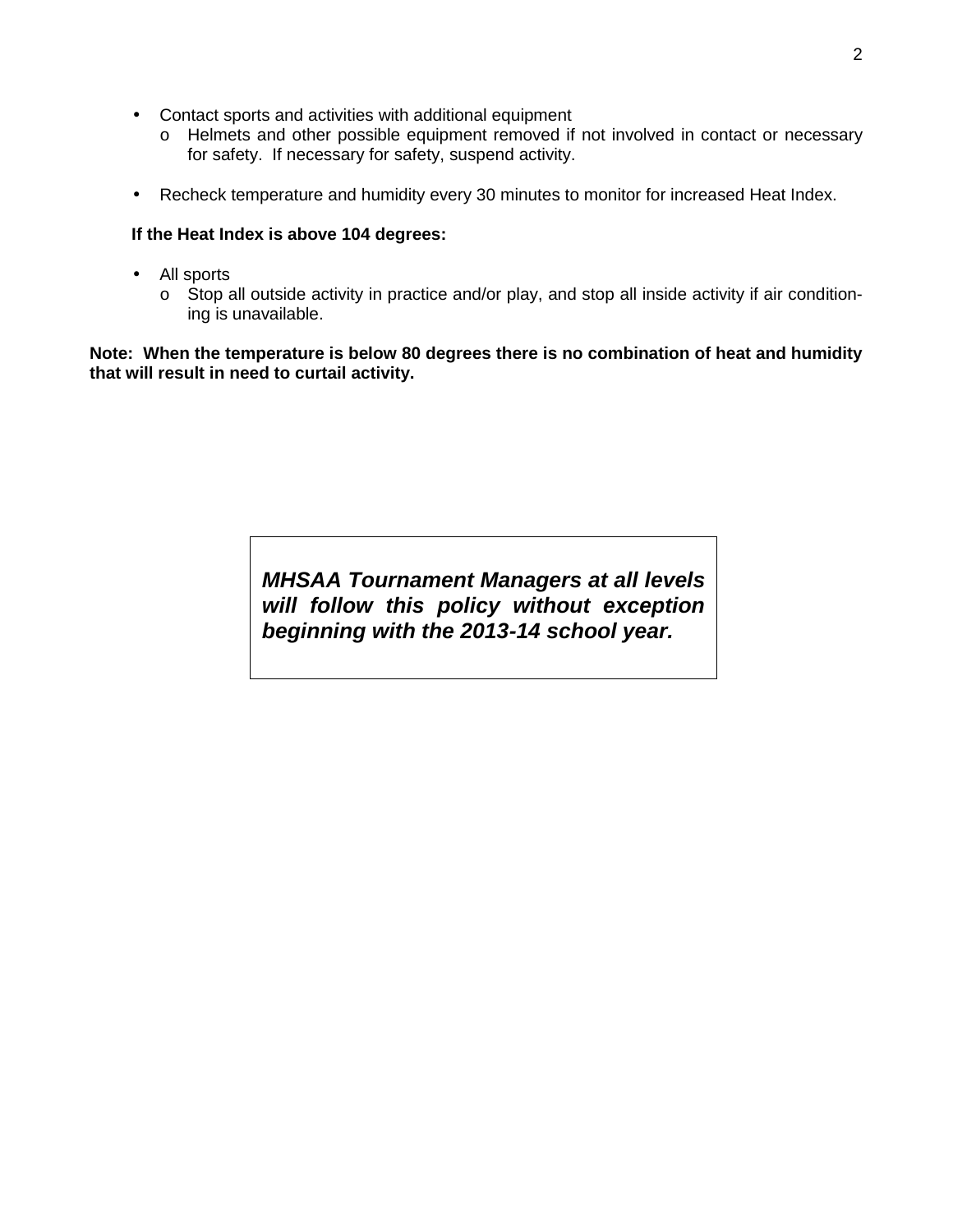- Contact sports and activities with additional equipment
  - Helmets and other possible equipment removed if not involved in contact or necessary for safety. If necessary for safety, suspend activity.

- Recheck temperature and humidity every 30 minutes to monitor for increased Heat Index.

**If the Heat Index is above 104 degrees:**

- All sports
  - Stop all outside activity in practice and/or play, and stop all inside activity if air conditioning is unavailable.

**Note: When the temperature is below 80 degrees there is no combination of heat and humidity that will result in need to curtail activity.**

***MHSAA Tournament Managers at all levels will follow this policy without exception beginning with the 2013-14 school year.***